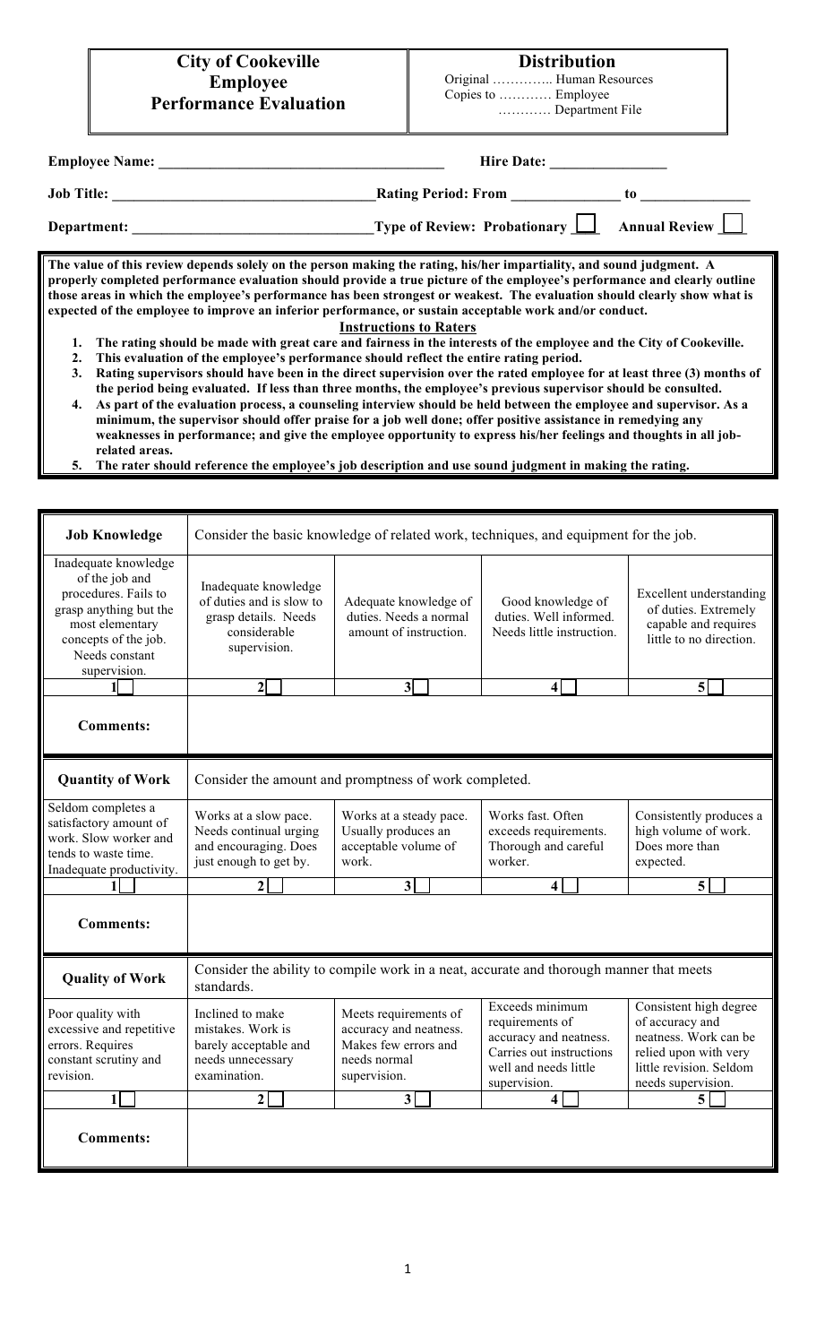**City of Cookeville**
**Employee**
**Performance Evaluation**

**Distribution**
Original ………….. Human Resources
Copies to ………… Employee
………… Department File

**Employee Name:** ______________________________________ **Hire Date:** ________________

**Job Title:** __________________________________ **Rating Period: From** ______________ **to** ______________

**Department:** ______________________________ **Type of Review: Probationary** ☐ **Annual Review** ☐

**The value of this review depends solely on the person making the rating, his/her impartiality, and sound judgment. A properly completed performance evaluation should provide a true picture of the employee's performance and clearly outline those areas in which the employee's performance has been strongest or weakest. The evaluation should clearly show what is expected of the employee to improve an inferior performance, or sustain acceptable work and/or conduct.**

**Instructions to Raters**

1. **The rating should be made with great care and fairness in the interests of the employee and the City of Cookeville.**
2. **This evaluation of the employee's performance should reflect the entire rating period.**
3. **Rating supervisors should have been in the direct supervision over the rated employee for at least three (3) months of the period being evaluated. If less than three months, the employee's previous supervisor should be consulted.**
4. **As part of the evaluation process, a counseling interview should be held between the employee and supervisor. As a minimum, the supervisor should offer praise for a job well done; offer positive assistance in remedying any weaknesses in performance; and give the employee opportunity to express his/her feelings and thoughts in all job-related areas.**
5. **The rater should reference the employee's job description and use sound judgment in making the rating.**

| **Job Knowledge** | Consider the basic knowledge of related work, techniques, and equipment for the job. | | | |
|---|---|---|---|---|
| Inadequate knowledge of the job and procedures. Fails to grasp anything but the most elementary concepts of the job. Needs constant supervision. | Inadequate knowledge of duties and is slow to grasp details. Needs considerable supervision. | Adequate knowledge of duties. Needs a normal amount of instruction. | Good knowledge of duties. Well informed. Needs little instruction. | Excellent understanding of duties. Extremely capable and requires little to no direction. |
| 1 ☐ | 2 ☐ | 3 ☐ | 4 ☐ | 5 ☐ |
| **Comments:** | | | | |

| **Quantity of Work** | Consider the amount and promptness of work completed. | | | |
|---|---|---|---|---|
| Seldom completes a satisfactory amount of work. Slow worker and tends to waste time. Inadequate productivity. | Works at a slow pace. Needs continual urging and encouraging. Does just enough to get by. | Works at a steady pace. Usually produces an acceptable volume of work. | Works fast. Often exceeds requirements. Thorough and careful worker. | Consistently produces a high volume of work. Does more than expected. |
| 1 ☐ | 2 ☐ | 3 ☐ | 4 ☐ | 5 ☐ |
| **Comments:** | | | | |

| **Quality of Work** | Consider the ability to compile work in a neat, accurate and thorough manner that meets standards. | | | |
|---|---|---|---|---|
| Poor quality with excessive and repetitive errors. Requires constant scrutiny and revision. | Inclined to make mistakes. Work is barely acceptable and needs unnecessary examination. | Meets requirements of accuracy and neatness. Makes few errors and needs normal supervision. | Exceeds minimum requirements of accuracy and neatness. Carries out instructions well and needs little supervision. | Consistent high degree of accuracy and neatness. Work can be relied upon with very little revision. Seldom needs supervision. |
| 1 ☐ | 2 ☐ | 3 ☐ | 4 ☐ | 5 ☐ |
| **Comments:** | | | | |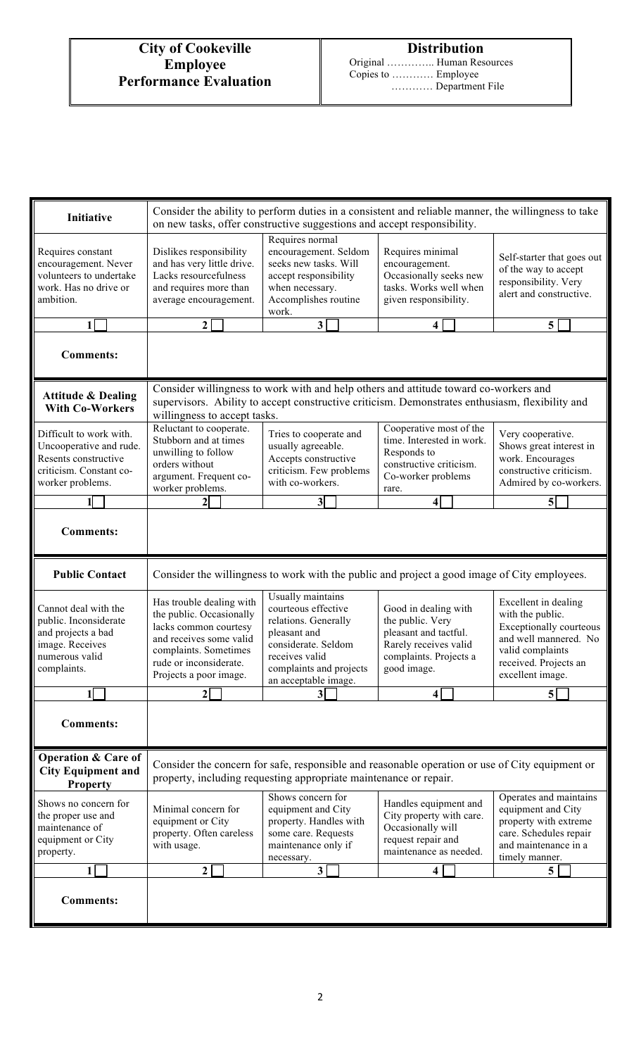| **City of Cookeville Employee Performance Evaluation** | **Distribution** Original ………….. Human Resources Copies to ………… Employee ………… Department File |
|---|---|

| **Initiative** | Consider the ability to perform duties in a consistent and reliable manner, the willingness to take on new tasks, offer constructive suggestions and accept responsibility. | | | |
|---|---|---|---|---|
| Requires constant encouragement. Never volunteers to undertake work. Has no drive or ambition. | Dislikes responsibility and has very little drive. Lacks resourcefulness and requires more than average encouragement. | Requires normal encouragement. Seldom seeks new tasks. Will accept responsibility when necessary. Accomplishes routine work. | Requires minimal encouragement. Occasionally seeks new tasks. Works well when given responsibility. | Self-starter that goes out of the way to accept responsibility. Very alert and constructive. |
| 1 ☐ | 2 ☐ | 3 ☐ | 4 ☐ | 5 ☐ |
| **Comments:** | | | | |

| **Attitude & Dealing With Co-Workers** | Consider willingness to work with and help others and attitude toward co-workers and supervisors. Ability to accept constructive criticism. Demonstrates enthusiasm, flexibility and willingness to accept tasks. | | | |
|---|---|---|---|---|
| Difficult to work with. Uncooperative and rude. Resents constructive criticism. Constant co-worker problems. | Reluctant to cooperate. Stubborn and at times unwilling to follow orders without argument. Frequent co-worker problems. | Tries to cooperate and usually agreeable. Accepts constructive criticism. Few problems with co-workers. | Cooperative most of the time. Interested in work. Responds to constructive criticism. Co-worker problems rare. | Very cooperative. Shows great interest in work. Encourages constructive criticism. Admired by co-workers. |
| 1 ☐ | 2 ☐ | 3 ☐ | 4 ☐ | 5 ☐ |
| **Comments:** | | | | |

| **Public Contact** | Consider the willingness to work with the public and project a good image of City employees. | | | |
|---|---|---|---|---|
| Cannot deal with the public. Inconsiderate and projects a bad image. Receives numerous valid complaints. | Has trouble dealing with the public. Occasionally lacks common courtesy and receives some valid complaints. Sometimes rude or inconsiderate. Projects a poor image. | Usually maintains courteous effective relations. Generally pleasant and considerate. Seldom receives valid complaints and projects an acceptable image. | Good in dealing with the public. Very pleasant and tactful. Rarely receives valid complaints. Projects a good image. | Excellent in dealing with the public. Exceptionally courteous and well mannered. No valid complaints received. Projects an excellent image. |
| 1 ☐ | 2 ☐ | 3 ☐ | 4 ☐ | 5 ☐ |
| **Comments:** | | | | |

| **Operation & Care of City Equipment and Property** | Consider the concern for safe, responsible and reasonable operation or use of City equipment or property, including requesting appropriate maintenance or repair. | | | |
|---|---|---|---|---|
| Shows no concern for the proper use and maintenance of equipment or City property. | Minimal concern for equipment or City property. Often careless with usage. | Shows concern for equipment and City property. Handles with some care. Requests maintenance only if necessary. | Handles equipment and City property with care. Occasionally will request repair and maintenance as needed. | Operates and maintains equipment and City property with extreme care. Schedules repair and maintenance in a timely manner. |
| 1 ☐ | 2 ☐ | 3 ☐ | 4 ☐ | 5 ☐ |
| **Comments:** | | | | |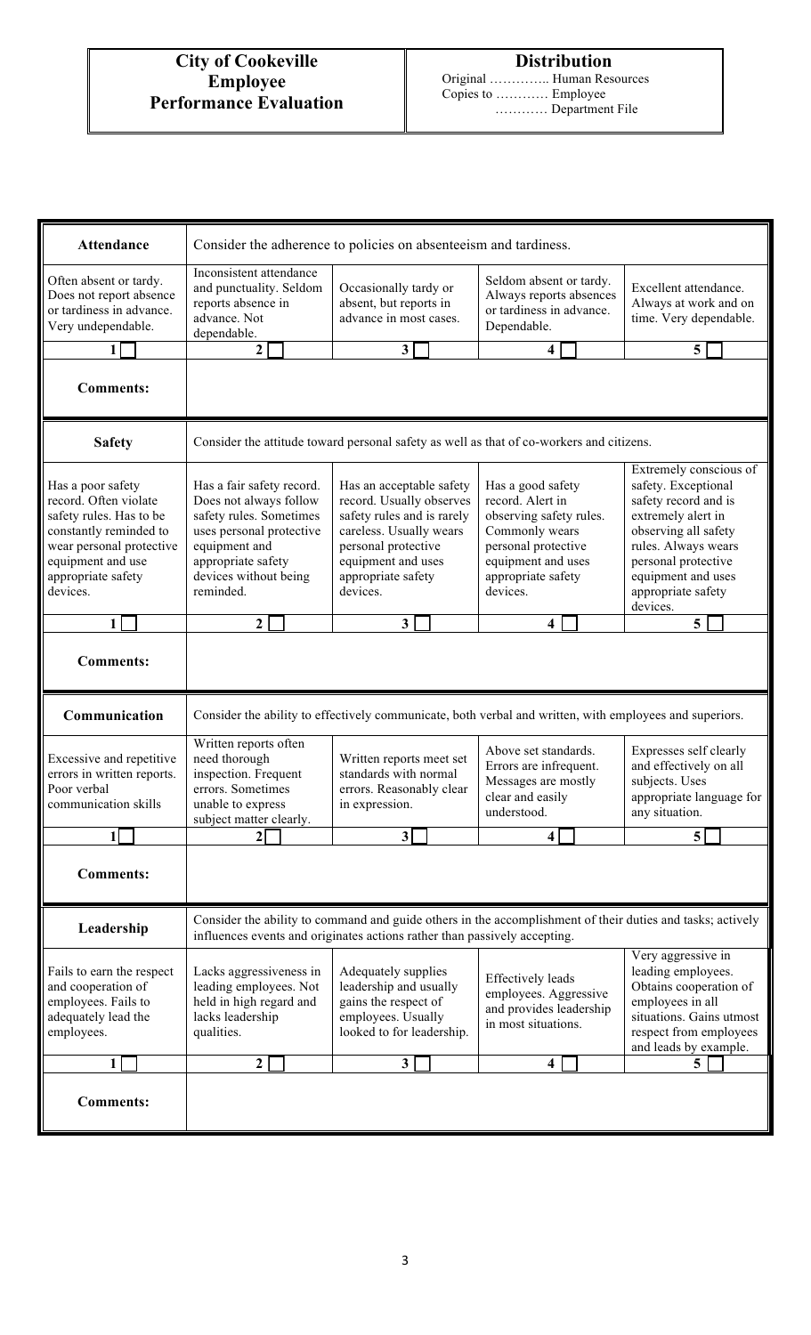**City of Cookeville**
**Employee**
**Performance Evaluation**

**Distribution**
Original ………….. Human Resources
Copies to ………… Employee
………… Department File

| **Attendance** | Consider the adherence to policies on absenteeism and tardiness. | | | |
|---|---|---|---|---|
| Often absent or tardy. Does not report absence or tardiness in advance. Very undependable. | Inconsistent attendance and punctuality. Seldom reports absence in advance. Not dependable. | Occasionally tardy or absent, but reports in advance in most cases. | Seldom absent or tardy. Always reports absences or tardiness in advance. Dependable. | Excellent attendance. Always at work and on time. Very dependable. |
| **1** ☐ | **2** ☐ | **3** ☐ | **4** ☐ | **5** ☐ |
| **Comments:** | | | | |

| **Safety** | Consider the attitude toward personal safety as well as that of co-workers and citizens. | | | |
|---|---|---|---|---|
| Has a poor safety record. Often violate safety rules. Has to be constantly reminded to wear personal protective equipment and use appropriate safety devices. | Has a fair safety record. Does not always follow safety rules. Sometimes uses personal protective equipment and appropriate safety devices without being reminded. | Has an acceptable safety record. Usually observes safety rules and is rarely careless. Usually wears personal protective equipment and uses appropriate safety devices. | Has a good safety record. Alert in observing safety rules. Commonly wears personal protective equipment and uses appropriate safety devices. | Extremely conscious of safety. Exceptional safety record and is extremely alert in observing all safety rules. Always wears personal protective equipment and uses appropriate safety devices. |
| **1** ☐ | **2** ☐ | **3** ☐ | **4** ☐ | **5** ☐ |
| **Comments:** | | | | |

| **Communication** | Consider the ability to effectively communicate, both verbal and written, with employees and superiors. | | | |
|---|---|---|---|---|
| Excessive and repetitive errors in written reports. Poor verbal communication skills | Written reports often need thorough inspection. Frequent errors. Sometimes unable to express subject matter clearly. | Written reports meet set standards with normal errors. Reasonably clear in expression. | Above set standards. Errors are infrequent. Messages are mostly clear and easily understood. | Expresses self clearly and effectively on all subjects. Uses appropriate language for any situation. |
| **1** ☐ | **2** ☐ | **3** ☐ | **4** ☐ | **5** ☐ |
| **Comments:** | | | | |

| **Leadership** | Consider the ability to command and guide others in the accomplishment of their duties and tasks; actively influences events and originates actions rather than passively accepting. | | | |
|---|---|---|---|---|
| Fails to earn the respect and cooperation of employees. Fails to adequately lead the employees. | Lacks aggressiveness in leading employees. Not held in high regard and lacks leadership qualities. | Adequately supplies leadership and usually gains the respect of employees. Usually looked to for leadership. | Effectively leads employees. Aggressive and provides leadership in most situations. | Very aggressive in leading employees. Obtains cooperation of employees in all situations. Gains utmost respect from employees and leads by example. |
| **1** ☐ | **2** ☐ | **3** ☐ | **4** ☐ | **5** ☐ |
| **Comments:** | | | | |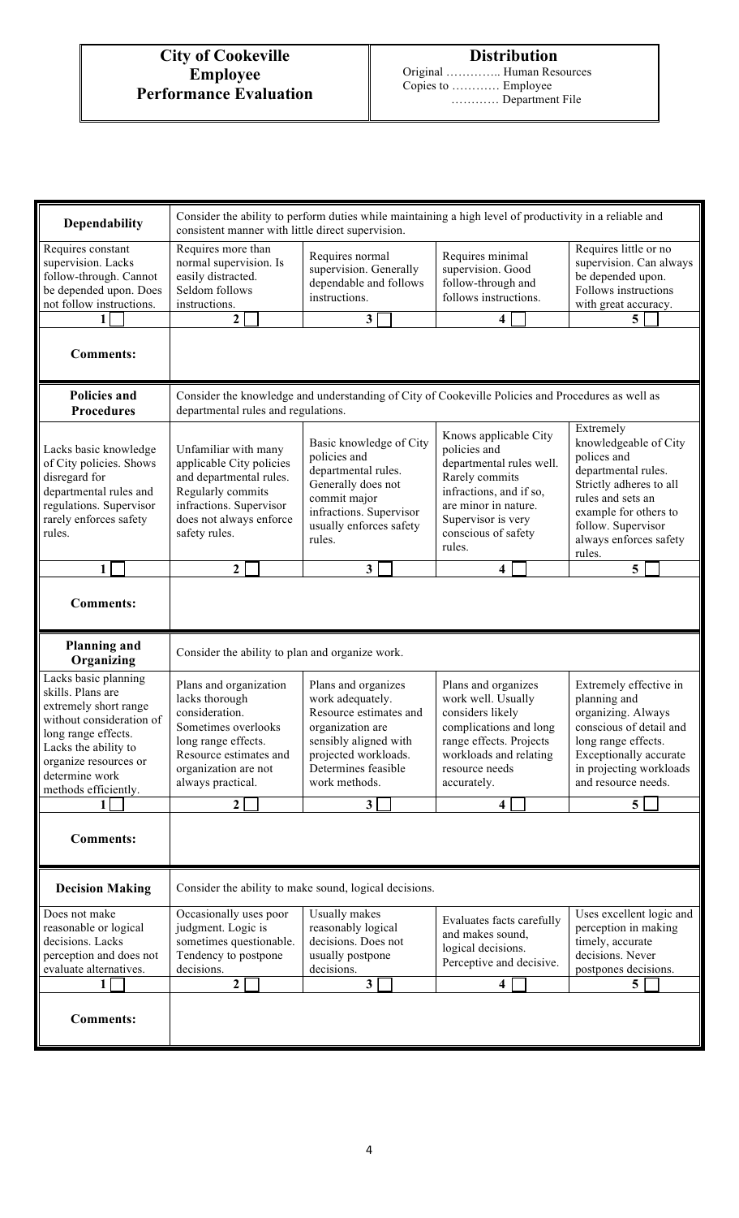| **City of Cookeville Employee Performance Evaluation** | **Distribution** Original ………….. Human Resources Copies to ………… Employee ………… Department File |
|---|---|

| **Dependability** | Consider the ability to perform duties while maintaining a high level of productivity in a reliable and consistent manner with little direct supervision. | | | |
|---|---|---|---|---|
| Requires constant supervision. Lacks follow-through. Cannot be depended upon. Does not follow instructions. | Requires more than normal supervision. Is easily distracted. Seldom follows instructions. | Requires normal supervision. Generally dependable and follows instructions. | Requires minimal supervision. Good follow-through and follows instructions. | Requires little or no supervision. Can always be depended upon. Follows instructions with great accuracy. |
| 1 ☐ | 2 ☐ | 3 ☐ | 4 ☐ | 5 ☐ |
| **Comments:** | | | | |

| **Policies and Procedures** | Consider the knowledge and understanding of City of Cookeville Policies and Procedures as well as departmental rules and regulations. | | | |
|---|---|---|---|---|
| Lacks basic knowledge of City policies. Shows disregard for departmental rules and regulations. Supervisor rarely enforces safety rules. | Unfamiliar with many applicable City policies and departmental rules. Regularly commits infractions. Supervisor does not always enforce safety rules. | Basic knowledge of City policies and departmental rules. Generally does not commit major infractions. Supervisor usually enforces safety rules. | Knows applicable City policies and departmental rules well. Rarely commits infractions, and if so, are minor in nature. Supervisor is very conscious of safety rules. | Extremely knowledgeable of City polices and departmental rules. Strictly adheres to all rules and sets an example for others to follow. Supervisor always enforces safety rules. |
| 1 ☐ | 2 ☐ | 3 ☐ | 4 ☐ | 5 ☐ |
| **Comments:** | | | | |

| **Planning and Organizing** | Consider the ability to plan and organize work. | | | |
|---|---|---|---|---|
| Lacks basic planning skills. Plans are extremely short range without consideration of long range effects. Lacks the ability to organize resources or determine work methods efficiently. | Plans and organization lacks thorough consideration. Sometimes overlooks long range effects. Resource estimates and organization are not always practical. | Plans and organizes work adequately. Resource estimates and organization are sensibly aligned with projected workloads. Determines feasible work methods. | Plans and organizes work well. Usually considers likely complications and long range effects. Projects workloads and relating resource needs accurately. | Extremely effective in planning and organizing. Always conscious of detail and long range effects. Exceptionally accurate in projecting workloads and resource needs. |
| 1 ☐ | 2 ☐ | 3 ☐ | 4 ☐ | 5 ☐ |
| **Comments:** | | | | |

| **Decision Making** | Consider the ability to make sound, logical decisions. | | | |
|---|---|---|---|---|
| Does not make reasonable or logical decisions. Lacks perception and does not evaluate alternatives. | Occasionally uses poor judgment. Logic is sometimes questionable. Tendency to postpone decisions. | Usually makes reasonably logical decisions. Does not usually postpone decisions. | Evaluates facts carefully and makes sound, logical decisions. Perceptive and decisive. | Uses excellent logic and perception in making timely, accurate decisions. Never postpones decisions. |
| 1 ☐ | 2 ☐ | 3 ☐ | 4 ☐ | 5 ☐ |
| **Comments:** | | | | |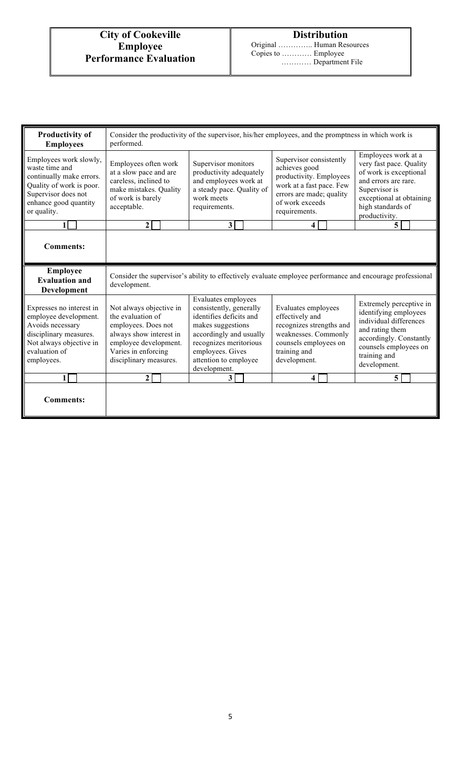| City of Cookeville Employee Performance Evaluation | Distribution |
|---|---|
| | Original ………….. Human Resources<br>Copies to ………… Employee<br>………… Department File |

| **Productivity of Employees** | Consider the productivity of the supervisor, his/her employees, and the promptness in which work is performed. | | | |
|---|---|---|---|---|
| Employees work slowly, waste time and continually make errors. Quality of work is poor. Supervisor does not enhance good quantity or quality. | Employees often work at a slow pace and are careless, inclined to make mistakes. Quality of work is barely acceptable. | Supervisor monitors productivity adequately and employees work at a steady pace. Quality of work meets requirements. | Supervisor consistently achieves good productivity. Employees work at a fast pace. Few errors are made; quality of work exceeds requirements. | Employees work at a very fast pace. Quality of work is exceptional and errors are rare. Supervisor is exceptional at obtaining high standards of productivity. |
| **1** ☐ | **2** ☐ | **3** ☐ | **4** ☐ | **5** ☐ |
| **Comments:** | | | | |

| **Employee Evaluation and Development** | Consider the supervisor's ability to effectively evaluate employee performance and encourage professional development. | | | |
|---|---|---|---|---|
| Expresses no interest in employee development. Avoids necessary disciplinary measures. Not always objective in evaluation of employees. | Not always objective in the evaluation of employees. Does not always show interest in employee development. Varies in enforcing disciplinary measures. | Evaluates employees consistently, generally identifies deficits and makes suggestions accordingly and usually recognizes meritorious employees. Gives attention to employee development. | Evaluates employees effectively and recognizes strengths and weaknesses. Commonly counsels employees on training and development. | Extremely perceptive in identifying employees individual differences and rating them accordingly. Constantly counsels employees on training and development. |
| **1** ☐ | **2** ☐ | **3** ☐ | **4** ☐ | **5** ☐ |
| **Comments:** | | | | |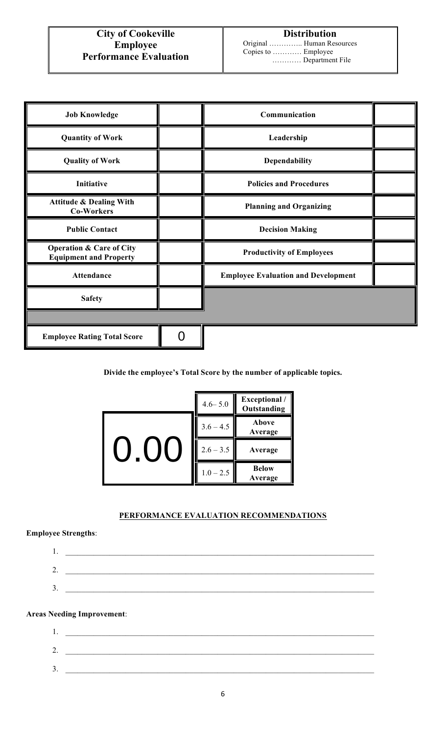| City of Cookeville Employee Performance Evaluation | **Distribution** Original ………….. Human Resources Copies to ………… Employee ………… Department File |
|---|---|

| Job Knowledge | | Communication | |
|---|---|---|---|
| Quantity of Work | | Leadership | |
| Quality of Work | | Dependability | |
| Initiative | | Policies and Procedures | |
| Attitude & Dealing With Co-Workers | | Planning and Organizing | |
| Public Contact | | Decision Making | |
| Operation & Care of City Equipment and Property | | Productivity of Employees | |
| Attendance | | Employee Evaluation and Development | |
| Safety | | | |
| Employee Rating Total Score | 0 | | |

**Divide the employee's Total Score by the number of applicable topics.**

| 0.00 | 4.6– 5.0 | Exceptional / Outstanding |
|---|---|---|
| | 3.6 – 4.5 | Above Average |
| | 2.6 – 3.5 | Average |
| | 1.0 – 2.5 | Below Average |

**PERFORMANCE EVALUATION RECOMMENDATIONS**

**Employee Strengths**:

1. \_\_\_\_\_\_\_\_\_\_\_\_\_\_\_\_\_\_\_\_\_\_\_\_\_\_\_\_\_\_\_\_\_\_\_\_\_\_\_\_\_\_\_\_\_\_\_\_
2. \_\_\_\_\_\_\_\_\_\_\_\_\_\_\_\_\_\_\_\_\_\_\_\_\_\_\_\_\_\_\_\_\_\_\_\_\_\_\_\_\_\_\_\_\_\_\_\_
3. \_\_\_\_\_\_\_\_\_\_\_\_\_\_\_\_\_\_\_\_\_\_\_\_\_\_\_\_\_\_\_\_\_\_\_\_\_\_\_\_\_\_\_\_\_\_\_\_

**Areas Needing Improvement**:

1. \_\_\_\_\_\_\_\_\_\_\_\_\_\_\_\_\_\_\_\_\_\_\_\_\_\_\_\_\_\_\_\_\_\_\_\_\_\_\_\_\_\_\_\_\_\_\_\_
2. \_\_\_\_\_\_\_\_\_\_\_\_\_\_\_\_\_\_\_\_\_\_\_\_\_\_\_\_\_\_\_\_\_\_\_\_\_\_\_\_\_\_\_\_\_\_\_\_
3. \_\_\_\_\_\_\_\_\_\_\_\_\_\_\_\_\_\_\_\_\_\_\_\_\_\_\_\_\_\_\_\_\_\_\_\_\_\_\_\_\_\_\_\_\_\_\_\_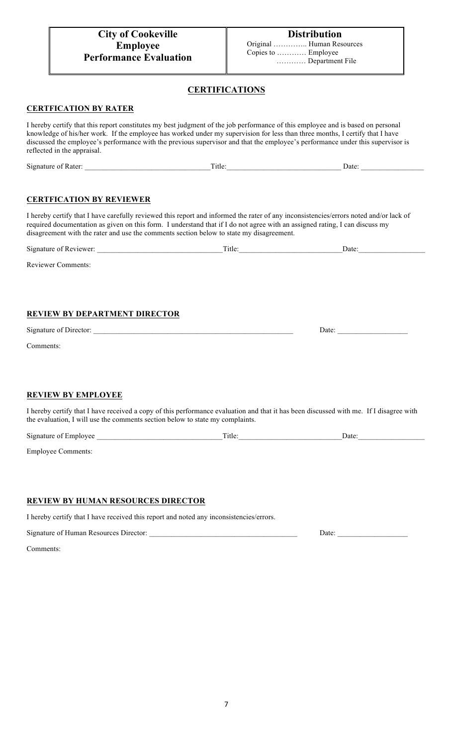| City of Cookeville<br>Employee<br>Performance Evaluation | Distribution<br>Original ………….. Human Resources<br>Copies to ………… Employee<br>………… Department File |
|---|---|

## CERTIFICATIONS

### CERTFICATION BY RATER

I hereby certify that this report constitutes my best judgment of the job performance of this employee and is based on personal knowledge of his/her work. If the employee has worked under my supervision for less than three months, I certify that I have discussed the employee's performance with the previous supervisor and that the employee's performance under this supervisor is reflected in the appraisal.

Signature of Rater: _________________________________ Title:_______________________________ Date: _________________

### CERTFICATION BY REVIEWER

I hereby certify that I have carefully reviewed this report and informed the rater of any inconsistencies/errors noted and/or lack of required documentation as given on this form. I understand that if I do not agree with an assigned rating, I can discuss my disagreement with the rater and use the comments section below to state my disagreement.

Signature of Reviewer: _________________________________Title:____________________________Date:_________________

Reviewer Comments:

### REVIEW BY DEPARTMENT DIRECTOR

Signature of Director: _______________________________________________________ Date: ___________________

Comments:

### REVIEW BY EMPLOYEE

I hereby certify that I have received a copy of this performance evaluation and that it has been discussed with me. If I disagree with the evaluation, I will use the comments section below to state my complaints.

Signature of Employee _________________________________Title:____________________________Date:_________________

Employee Comments:

### REVIEW BY HUMAN RESOURCES DIRECTOR

I hereby certify that I have received this report and noted any inconsistencies/errors.

Signature of Human Resources Director: ________________________________________ Date: ___________________

Comments: